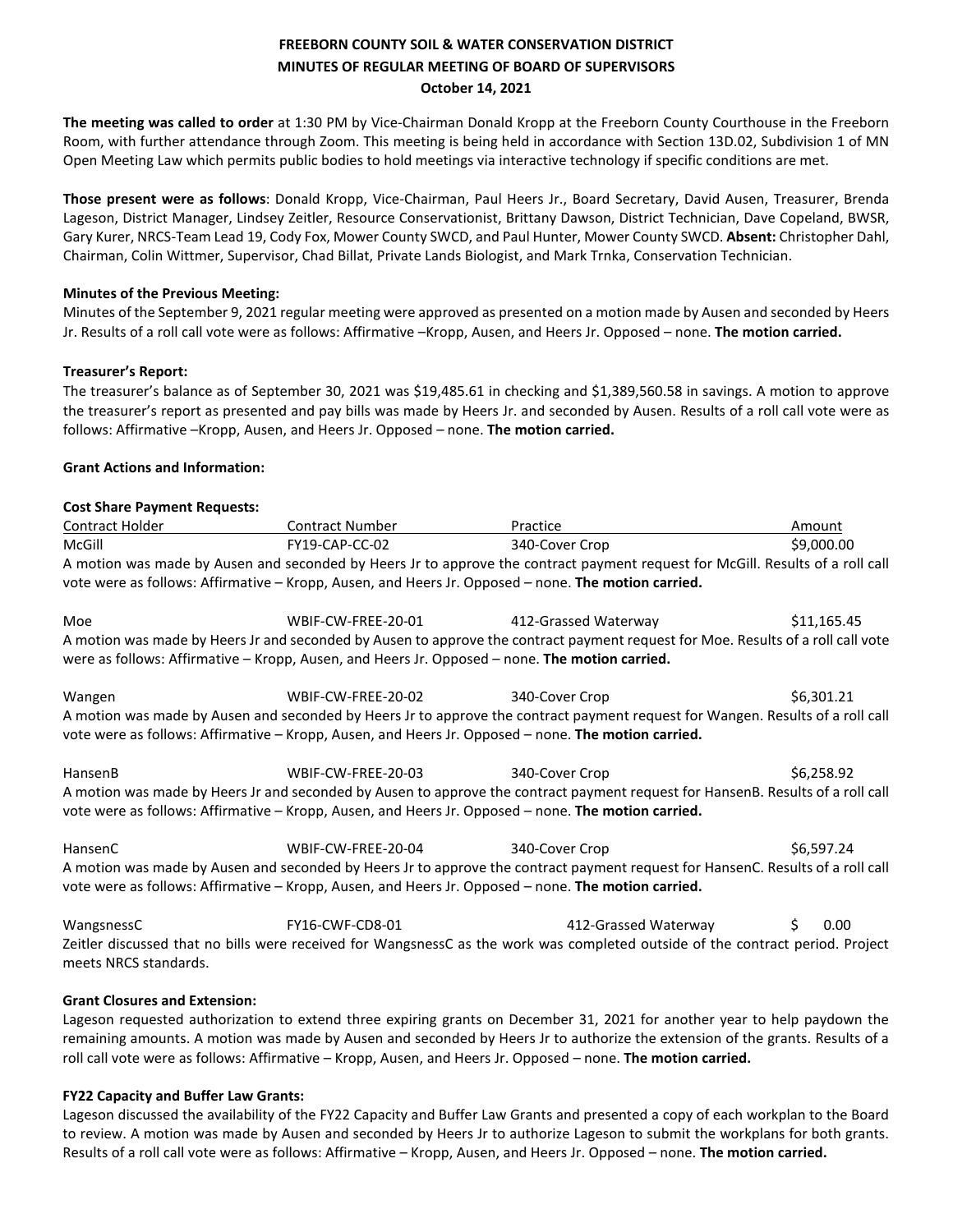**FREEBORN COUNTY SOIL & WATER CONSERVATION DISTRICT**
**MINUTES OF REGULAR MEETING OF BOARD OF SUPERVISORS**
**October 14, 2021**

**The meeting was called to order** at 1:30 PM by Vice-Chairman Donald Kropp at the Freeborn County Courthouse in the Freeborn Room, with further attendance through Zoom. This meeting is being held in accordance with Section 13D.02, Subdivision 1 of MN Open Meeting Law which permits public bodies to hold meetings via interactive technology if specific conditions are met.

**Those present were as follows**: Donald Kropp, Vice-Chairman, Paul Heers Jr., Board Secretary, David Ausen, Treasurer, Brenda Lageson, District Manager, Lindsey Zeitler, Resource Conservationist, Brittany Dawson, District Technician, Dave Copeland, BWSR, Gary Kurer, NRCS-Team Lead 19, Cody Fox, Mower County SWCD, and Paul Hunter, Mower County SWCD. **Absent:** Christopher Dahl, Chairman, Colin Wittmer, Supervisor, Chad Billat, Private Lands Biologist, and Mark Trnka, Conservation Technician.

**Minutes of the Previous Meeting:**
Minutes of the September 9, 2021 regular meeting were approved as presented on a motion made by Ausen and seconded by Heers Jr. Results of a roll call vote were as follows: Affirmative –Kropp, Ausen, and Heers Jr. Opposed – none. **The motion carried.**

**Treasurer's Report:**
The treasurer's balance as of September 30, 2021 was $19,485.61 in checking and $1,389,560.58 in savings. A motion to approve the treasurer's report as presented and pay bills was made by Heers Jr. and seconded by Ausen. Results of a roll call vote were as follows: Affirmative –Kropp, Ausen, and Heers Jr. Opposed – none. **The motion carried.**

**Grant Actions and Information:**

**Cost Share Payment Requests:**

| Contract Holder | Contract Number | Practice | Amount |
|---|---|---|---|
| McGill | FY19-CAP-CC-02 | 340-Cover Crop | $9,000.00 |

A motion was made by Ausen and seconded by Heers Jr to approve the contract payment request for McGill. Results of a roll call vote were as follows: Affirmative – Kropp, Ausen, and Heers Jr. Opposed – none. **The motion carried.**

| | | | |
|---|---|---|---|
| Moe | WBIF-CW-FREE-20-01 | 412-Grassed Waterway | $11,165.45 |

A motion was made by Heers Jr and seconded by Ausen to approve the contract payment request for Moe. Results of a roll call vote were as follows: Affirmative – Kropp, Ausen, and Heers Jr. Opposed – none. **The motion carried.**

| | | | |
|---|---|---|---|
| Wangen | WBIF-CW-FREE-20-02 | 340-Cover Crop | $6,301.21 |

A motion was made by Ausen and seconded by Heers Jr to approve the contract payment request for Wangen. Results of a roll call vote were as follows: Affirmative – Kropp, Ausen, and Heers Jr. Opposed – none. **The motion carried.**

| | | | |
|---|---|---|---|
| HansenB | WBIF-CW-FREE-20-03 | 340-Cover Crop | $6,258.92 |

A motion was made by Heers Jr and seconded by Ausen to approve the contract payment request for HansenB. Results of a roll call vote were as follows: Affirmative – Kropp, Ausen, and Heers Jr. Opposed – none. **The motion carried.**

| | | | |
|---|---|---|---|
| HansenC | WBIF-CW-FREE-20-04 | 340-Cover Crop | $6,597.24 |

A motion was made by Ausen and seconded by Heers Jr to approve the contract payment request for HansenC. Results of a roll call vote were as follows: Affirmative – Kropp, Ausen, and Heers Jr. Opposed – none. **The motion carried.**

| | | | |
|---|---|---|---|
| WangsnessC | FY16-CWF-CD8-01 | 412-Grassed Waterway | $ 0.00 |

Zeitler discussed that no bills were received for WangsnessC as the work was completed outside of the contract period. Project meets NRCS standards.

**Grant Closures and Extension:**
Lageson requested authorization to extend three expiring grants on December 31, 2021 for another year to help paydown the remaining amounts. A motion was made by Ausen and seconded by Heers Jr to authorize the extension of the grants. Results of a roll call vote were as follows: Affirmative – Kropp, Ausen, and Heers Jr. Opposed – none. **The motion carried.**

**FY22 Capacity and Buffer Law Grants:**
Lageson discussed the availability of the FY22 Capacity and Buffer Law Grants and presented a copy of each workplan to the Board to review. A motion was made by Ausen and seconded by Heers Jr to authorize Lageson to submit the workplans for both grants. Results of a roll call vote were as follows: Affirmative – Kropp, Ausen, and Heers Jr. Opposed – none. **The motion carried.**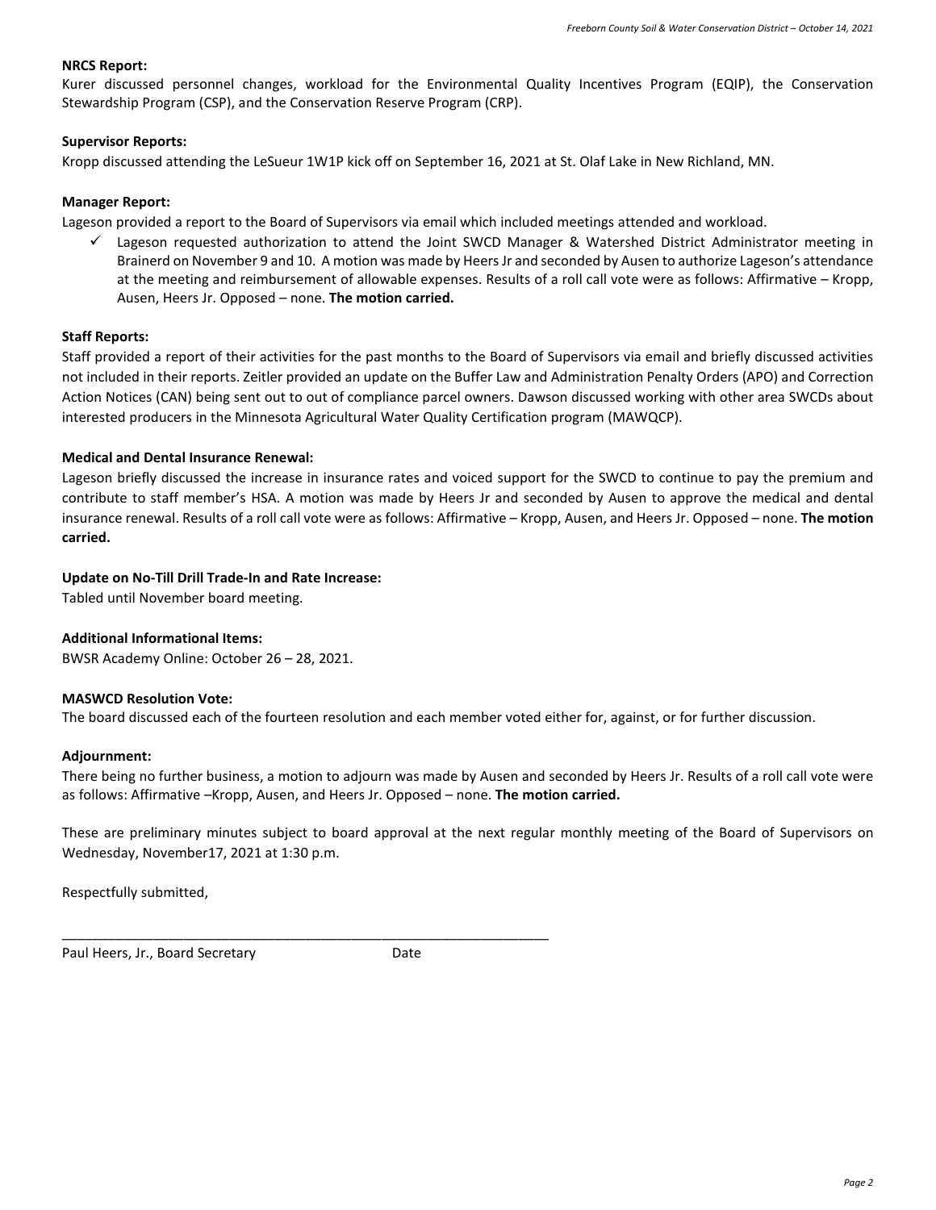**NRCS Report:**
Kurer discussed personnel changes, workload for the Environmental Quality Incentives Program (EQIP), the Conservation Stewardship Program (CSP), and the Conservation Reserve Program (CRP).

**Supervisor Reports:**
Kropp discussed attending the LeSueur 1W1P kick off on September 16, 2021 at St. Olaf Lake in New Richland, MN.

**Manager Report:**
Lageson provided a report to the Board of Supervisors via email which included meetings attended and workload.

- ✓ Lageson requested authorization to attend the Joint SWCD Manager & Watershed District Administrator meeting in Brainerd on November 9 and 10. A motion was made by Heers Jr and seconded by Ausen to authorize Lageson's attendance at the meeting and reimbursement of allowable expenses. Results of a roll call vote were as follows: Affirmative – Kropp, Ausen, Heers Jr. Opposed – none. **The motion carried.**

**Staff Reports:**
Staff provided a report of their activities for the past months to the Board of Supervisors via email and briefly discussed activities not included in their reports. Zeitler provided an update on the Buffer Law and Administration Penalty Orders (APO) and Correction Action Notices (CAN) being sent out to out of compliance parcel owners. Dawson discussed working with other area SWCDs about interested producers in the Minnesota Agricultural Water Quality Certification program (MAWQCP).

**Medical and Dental Insurance Renewal:**
Lageson briefly discussed the increase in insurance rates and voiced support for the SWCD to continue to pay the premium and contribute to staff member's HSA. A motion was made by Heers Jr and seconded by Ausen to approve the medical and dental insurance renewal. Results of a roll call vote were as follows: Affirmative – Kropp, Ausen, and Heers Jr. Opposed – none. **The motion carried.**

**Update on No-Till Drill Trade-In and Rate Increase:**
Tabled until November board meeting.

**Additional Informational Items:**
BWSR Academy Online: October 26 – 28, 2021.

**MASWCD Resolution Vote:**
The board discussed each of the fourteen resolution and each member voted either for, against, or for further discussion.

**Adjournment:**
There being no further business, a motion to adjourn was made by Ausen and seconded by Heers Jr. Results of a roll call vote were as follows: Affirmative –Kropp, Ausen, and Heers Jr. Opposed – none. **The motion carried.**

These are preliminary minutes subject to board approval at the next regular monthly meeting of the Board of Supervisors on Wednesday, November17, 2021 at 1:30 p.m.

Respectfully submitted,

\_\_\_\_\_\_\_\_\_\_\_\_\_\_\_\_\_\_\_\_\_\_\_\_\_\_\_\_\_\_\_\_\_\_\_\_\_\_\_\_\_\_\_\_\_\_\_\_\_\_\_\_\_\_\_\_\_\_\_\_\_\_\_\_

Paul Heers, Jr., Board Secretary Date